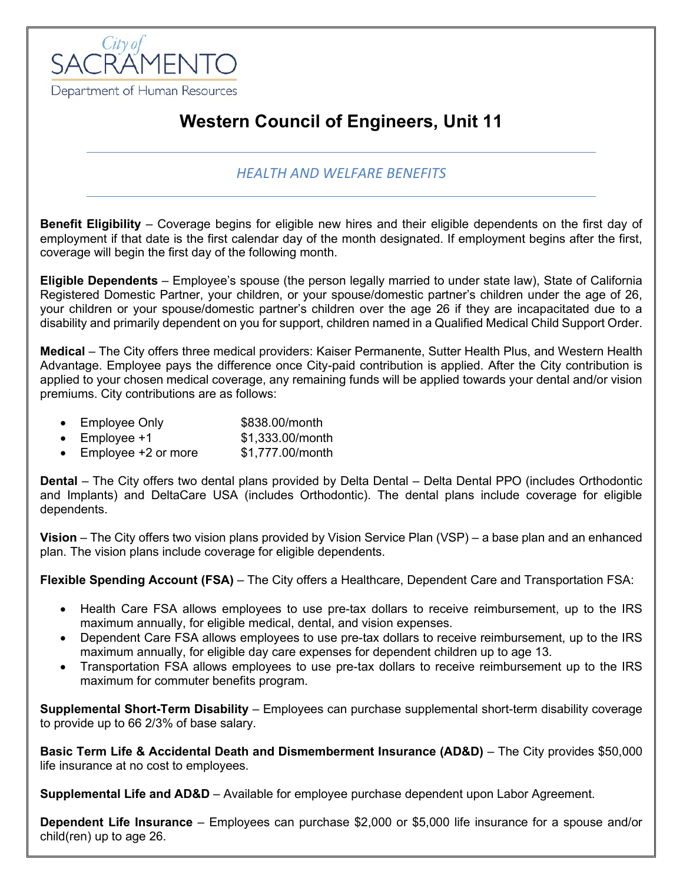City of SACRAMENTO
Department of Human Resources

# Western Council of Engineers, Unit 11

## *HEALTH AND WELFARE BENEFITS*

**Benefit Eligibility** – Coverage begins for eligible new hires and their eligible dependents on the first day of employment if that date is the first calendar day of the month designated. If employment begins after the first, coverage will begin the first day of the following month.

**Eligible Dependents** – Employee's spouse (the person legally married to under state law), State of California Registered Domestic Partner, your children, or your spouse/domestic partner's children under the age of 26, your children or your spouse/domestic partner's children over the age 26 if they are incapacitated due to a disability and primarily dependent on you for support, children named in a Qualified Medical Child Support Order.

**Medical** – The City offers three medical providers: Kaiser Permanente, Sutter Health Plus, and Western Health Advantage. Employee pays the difference once City-paid contribution is applied. After the City contribution is applied to your chosen medical coverage, any remaining funds will be applied towards your dental and/or vision premiums. City contributions are as follows:

- Employee Only $838.00/month
- Employee +1 $1,333.00/month
- Employee +2 or more $1,777.00/month

**Dental** – The City offers two dental plans provided by Delta Dental – Delta Dental PPO (includes Orthodontic and Implants) and DeltaCare USA (includes Orthodontic). The dental plans include coverage for eligible dependents.

**Vision** – The City offers two vision plans provided by Vision Service Plan (VSP) – a base plan and an enhanced plan. The vision plans include coverage for eligible dependents.

**Flexible Spending Account (FSA)** – The City offers a Healthcare, Dependent Care and Transportation FSA:

- Health Care FSA allows employees to use pre-tax dollars to receive reimbursement, up to the IRS maximum annually, for eligible medical, dental, and vision expenses.
- Dependent Care FSA allows employees to use pre-tax dollars to receive reimbursement, up to the IRS maximum annually, for eligible day care expenses for dependent children up to age 13.
- Transportation FSA allows employees to use pre-tax dollars to receive reimbursement up to the IRS maximum for commuter benefits program.

**Supplemental Short-Term Disability** – Employees can purchase supplemental short-term disability coverage to provide up to 66 2/3% of base salary.

**Basic Term Life & Accidental Death and Dismemberment Insurance (AD&D)** – The City provides $50,000 life insurance at no cost to employees.

**Supplemental Life and AD&D** – Available for employee purchase dependent upon Labor Agreement.

**Dependent Life Insurance** – Employees can purchase $2,000 or $5,000 life insurance for a spouse and/or child(ren) up to age 26.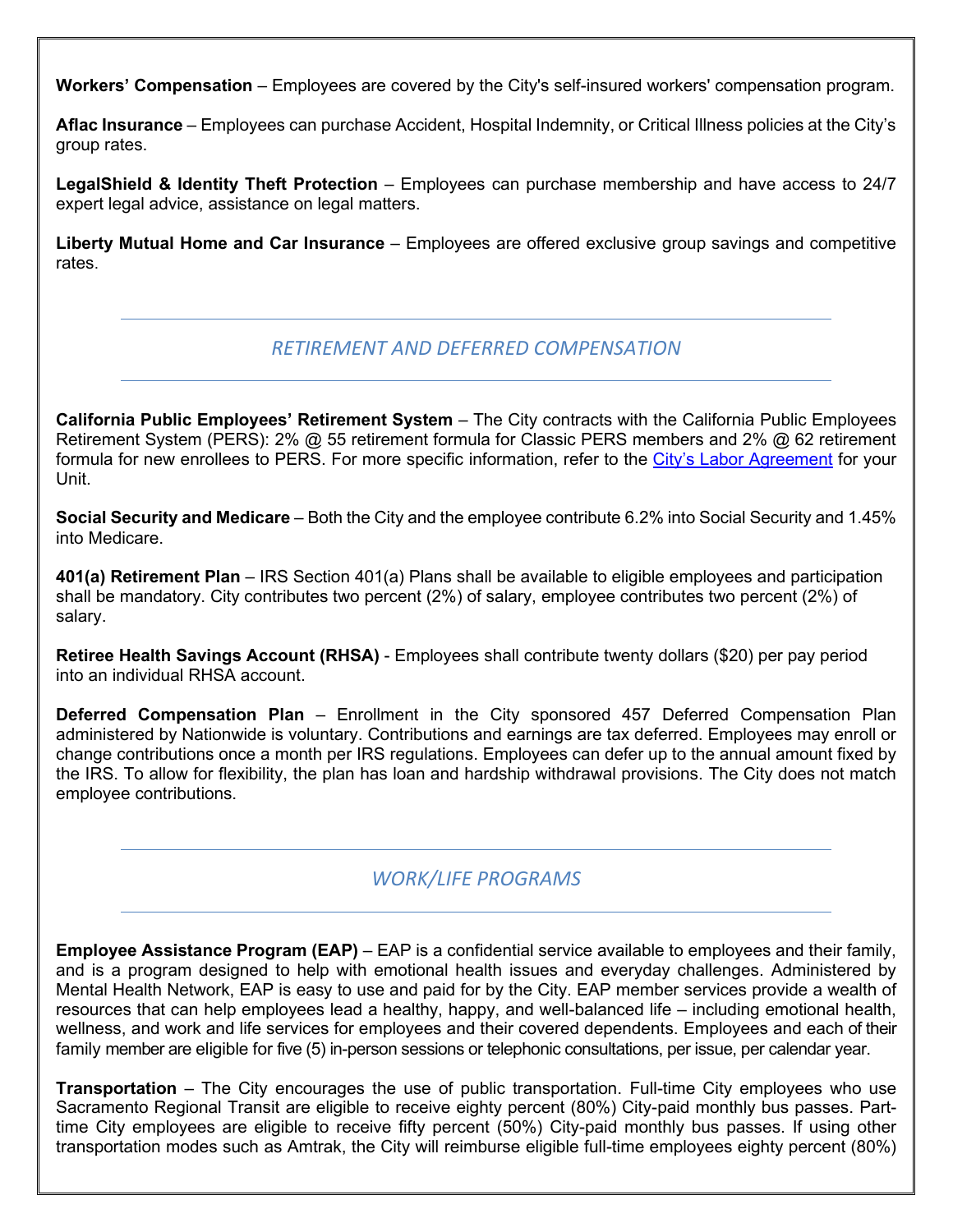**Workers' Compensation** – Employees are covered by the City's self-insured workers' compensation program.

**Aflac Insurance** – Employees can purchase Accident, Hospital Indemnity, or Critical Illness policies at the City's group rates.

**LegalShield & Identity Theft Protection** – Employees can purchase membership and have access to 24/7 expert legal advice, assistance on legal matters.

**Liberty Mutual Home and Car Insurance** – Employees are offered exclusive group savings and competitive rates.

## *RETIREMENT AND DEFERRED COMPENSATION*

**California Public Employees' Retirement System** – The City contracts with the California Public Employees Retirement System (PERS): 2% @ 55 retirement formula for Classic PERS members and 2% @ 62 retirement formula for new enrollees to PERS. For more specific information, refer to the [City's Labor Agreement]() for your Unit.

**Social Security and Medicare** – Both the City and the employee contribute 6.2% into Social Security and 1.45% into Medicare.

**401(a) Retirement Plan** – IRS Section 401(a) Plans shall be available to eligible employees and participation shall be mandatory. City contributes two percent (2%) of salary, employee contributes two percent (2%) of salary.

**Retiree Health Savings Account (RHSA)** - Employees shall contribute twenty dollars ($20) per pay period into an individual RHSA account.

**Deferred Compensation Plan** – Enrollment in the City sponsored 457 Deferred Compensation Plan administered by Nationwide is voluntary. Contributions and earnings are tax deferred. Employees may enroll or change contributions once a month per IRS regulations. Employees can defer up to the annual amount fixed by the IRS. To allow for flexibility, the plan has loan and hardship withdrawal provisions. The City does not match employee contributions.

## *WORK/LIFE PROGRAMS*

**Employee Assistance Program (EAP)** – EAP is a confidential service available to employees and their family, and is a program designed to help with emotional health issues and everyday challenges. Administered by Mental Health Network, EAP is easy to use and paid for by the City. EAP member services provide a wealth of resources that can help employees lead a healthy, happy, and well-balanced life – including emotional health, wellness, and work and life services for employees and their covered dependents. Employees and each of their family member are eligible for five (5) in-person sessions or telephonic consultations, per issue, per calendar year.

**Transportation** – The City encourages the use of public transportation. Full-time City employees who use Sacramento Regional Transit are eligible to receive eighty percent (80%) City-paid monthly bus passes. Part-time City employees are eligible to receive fifty percent (50%) City-paid monthly bus passes. If using other transportation modes such as Amtrak, the City will reimburse eligible full-time employees eighty percent (80%)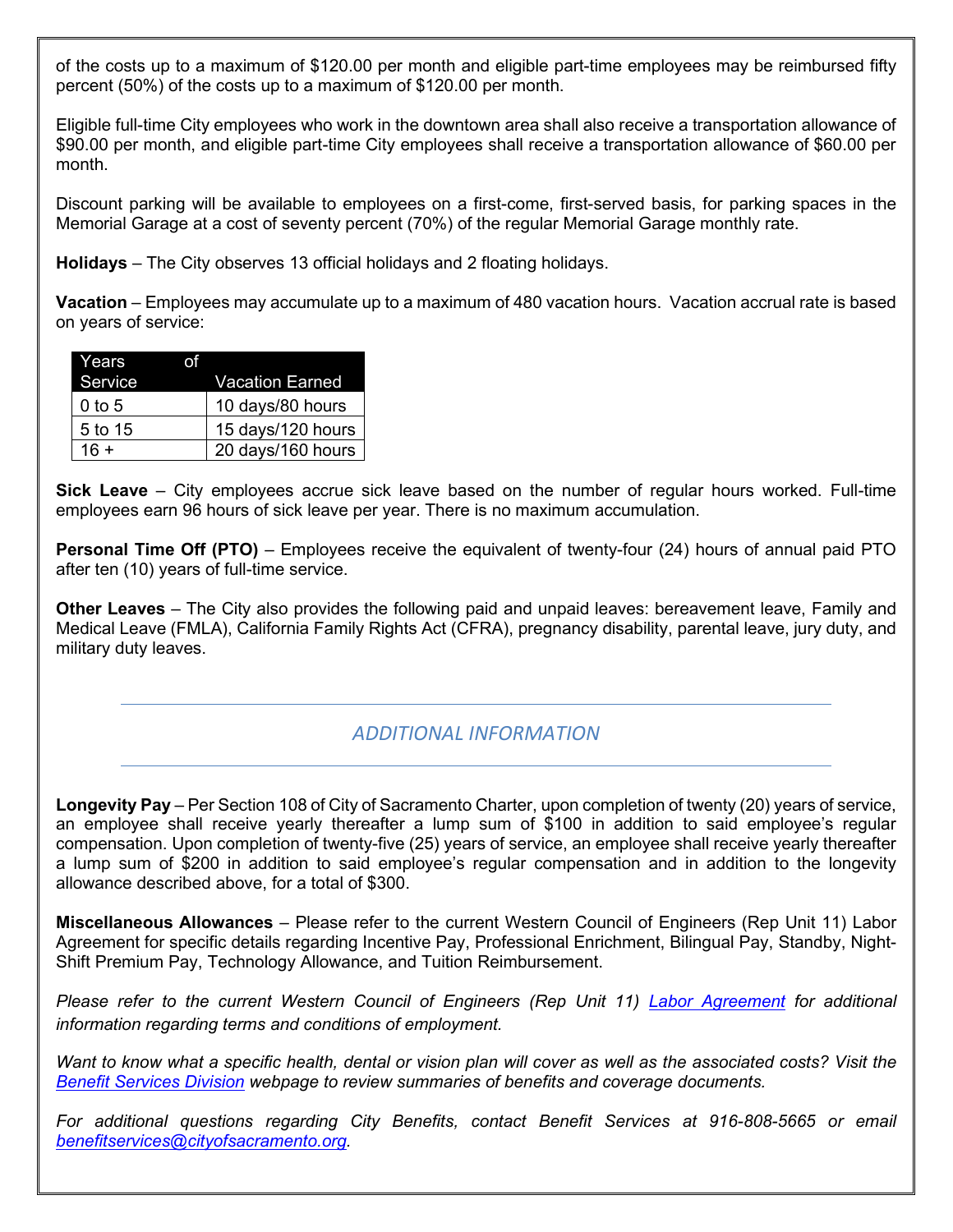of the costs up to a maximum of $120.00 per month and eligible part-time employees may be reimbursed fifty percent (50%) of the costs up to a maximum of $120.00 per month.

Eligible full-time City employees who work in the downtown area shall also receive a transportation allowance of $90.00 per month, and eligible part-time City employees shall receive a transportation allowance of $60.00 per month.

Discount parking will be available to employees on a first-come, first-served basis, for parking spaces in the Memorial Garage at a cost of seventy percent (70%) of the regular Memorial Garage monthly rate.

**Holidays** – The City observes 13 official holidays and 2 floating holidays.

**Vacation** – Employees may accumulate up to a maximum of 480 vacation hours. Vacation accrual rate is based on years of service:

| Years of Service | Vacation Earned |
|---|---|
| 0 to 5 | 10 days/80 hours |
| 5 to 15 | 15 days/120 hours |
| 16 + | 20 days/160 hours |

**Sick Leave** – City employees accrue sick leave based on the number of regular hours worked. Full-time employees earn 96 hours of sick leave per year. There is no maximum accumulation.

**Personal Time Off (PTO)** – Employees receive the equivalent of twenty-four (24) hours of annual paid PTO after ten (10) years of full-time service.

**Other Leaves** – The City also provides the following paid and unpaid leaves: bereavement leave, Family and Medical Leave (FMLA), California Family Rights Act (CFRA), pregnancy disability, parental leave, jury duty, and military duty leaves.

## *ADDITIONAL INFORMATION*

**Longevity Pay** – Per Section 108 of City of Sacramento Charter, upon completion of twenty (20) years of service, an employee shall receive yearly thereafter a lump sum of $100 in addition to said employee's regular compensation. Upon completion of twenty-five (25) years of service, an employee shall receive yearly thereafter a lump sum of $200 in addition to said employee's regular compensation and in addition to the longevity allowance described above, for a total of $300.

**Miscellaneous Allowances** – Please refer to the current Western Council of Engineers (Rep Unit 11) Labor Agreement for specific details regarding Incentive Pay, Professional Enrichment, Bilingual Pay, Standby, Night-Shift Premium Pay, Technology Allowance, and Tuition Reimbursement.

*Please refer to the current Western Council of Engineers (Rep Unit 11) Labor Agreement for additional information regarding terms and conditions of employment.*

*Want to know what a specific health, dental or vision plan will cover as well as the associated costs? Visit the Benefit Services Division webpage to review summaries of benefits and coverage documents.*

*For additional questions regarding City Benefits, contact Benefit Services at 916-808-5665 or email benefitservices@cityofsacramento.org.*